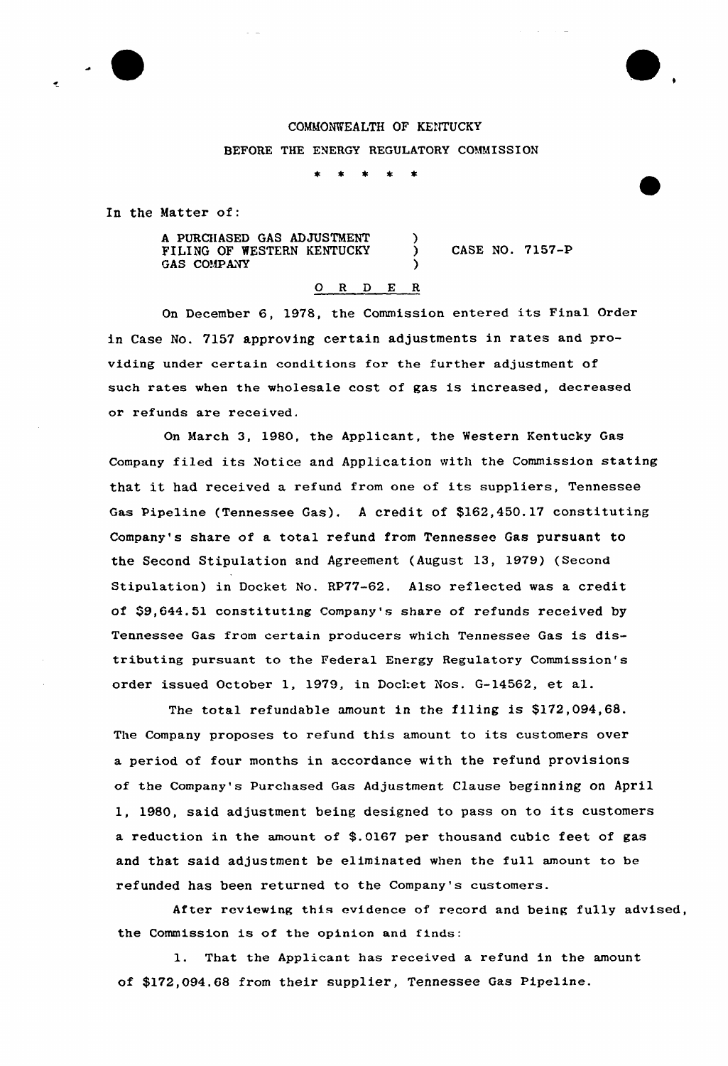COMMONWEALTH OF KENTUCKY

BEFORE THE ENERGY REGULATORY COMMISSION

\* \* \* \* \*

In the Matter of:

A PURCHASED GAS ADJUSTMENT )
FILING OF WESTERN KENTUCKY ) CASE NO. 7157-P
GAS COMPANY )

O R D E R

On December 6, 1978, the Commission entered its Final Order in Case No. 7157 approving certain adjustments in rates and providing under certain conditions for the further adjustment of such rates when the wholesale cost of gas is increased, decreased or refunds are received.

On March 3, 1980, the Applicant, the Western Kentucky Gas Company filed its Notice and Application with the Commission stating that it had received a refund from one of its suppliers, Tennessee Gas Pipeline (Tennessee Gas). A credit of $162,450.17 constituting Company's share of a total refund from Tennessee Gas pursuant to the Second Stipulation and Agreement (August 13, 1979) (Second Stipulation) in Docket No. RP77-62. Also reflected was a credit of $9,644.51 constituting Company's share of refunds received by Tennessee Gas from certain producers which Tennessee Gas is distributing pursuant to the Federal Energy Regulatory Commission's order issued October 1, 1979, in Docket Nos. G-14562, et al.

The total refundable amount in the filing is $172,094,68. The Company proposes to refund this amount to its customers over a period of four months in accordance with the refund provisions of the Company's Purchased Gas Adjustment Clause beginning on April 1, 1980, said adjustment being designed to pass on to its customers a reduction in the amount of $.0167 per thousand cubic feet of gas and that said adjustment be eliminated when the full amount to be refunded has been returned to the Company's customers.

After reviewing this evidence of record and being fully advised, the Commission is of the opinion and finds:

1. That the Applicant has received a refund in the amount of $172,094.68 from their supplier, Tennessee Gas Pipeline.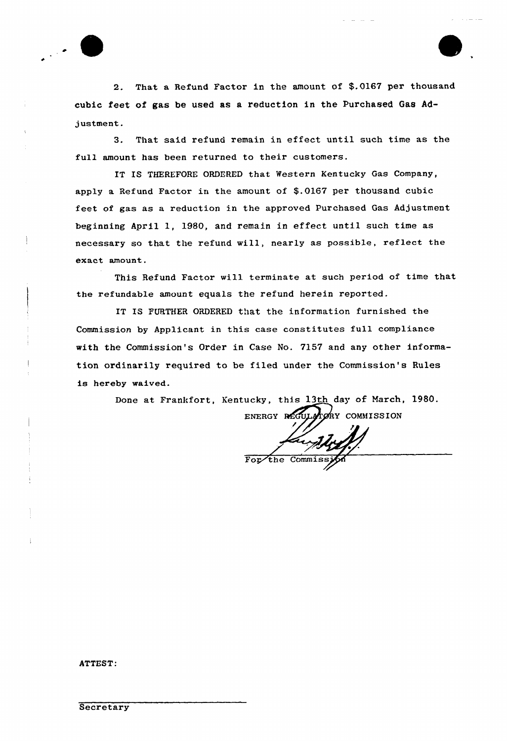2. That a Refund Factor in the amount of $.0167 per thousand cubic feet of gas be used as a reduction in the Purchased Gas Adjustment.

3. That said refund remain in effect until such time as the full amount has been returned to their customers.

IT IS THEREFORE ORDERED that Western Kentucky Gas Company, apply a Refund Factor in the amount of $.0167 per thousand cubic feet of gas as a reduction in the approved Purchased Gas Adjustment beginning April 1, 1980, and remain in effect until such time as necessary so that the refund will, nearly as possible, reflect the exact amount.

This Refund Factor will terminate at such period of time that the refundable amount equals the refund herein reported.

IT IS FURTHER ORDERED that the information furnished the Commission by Applicant in this case constitutes full compliance with the Commission's Order in Case No. 7157 and any other information ordinarily required to be filed under the Commission's Rules is hereby waived.

Done at Frankfort, Kentucky, this 13th day of March, 1980.

ENERGY REGULATORY COMMISSION

For the Commission

ATTEST:

Secretary